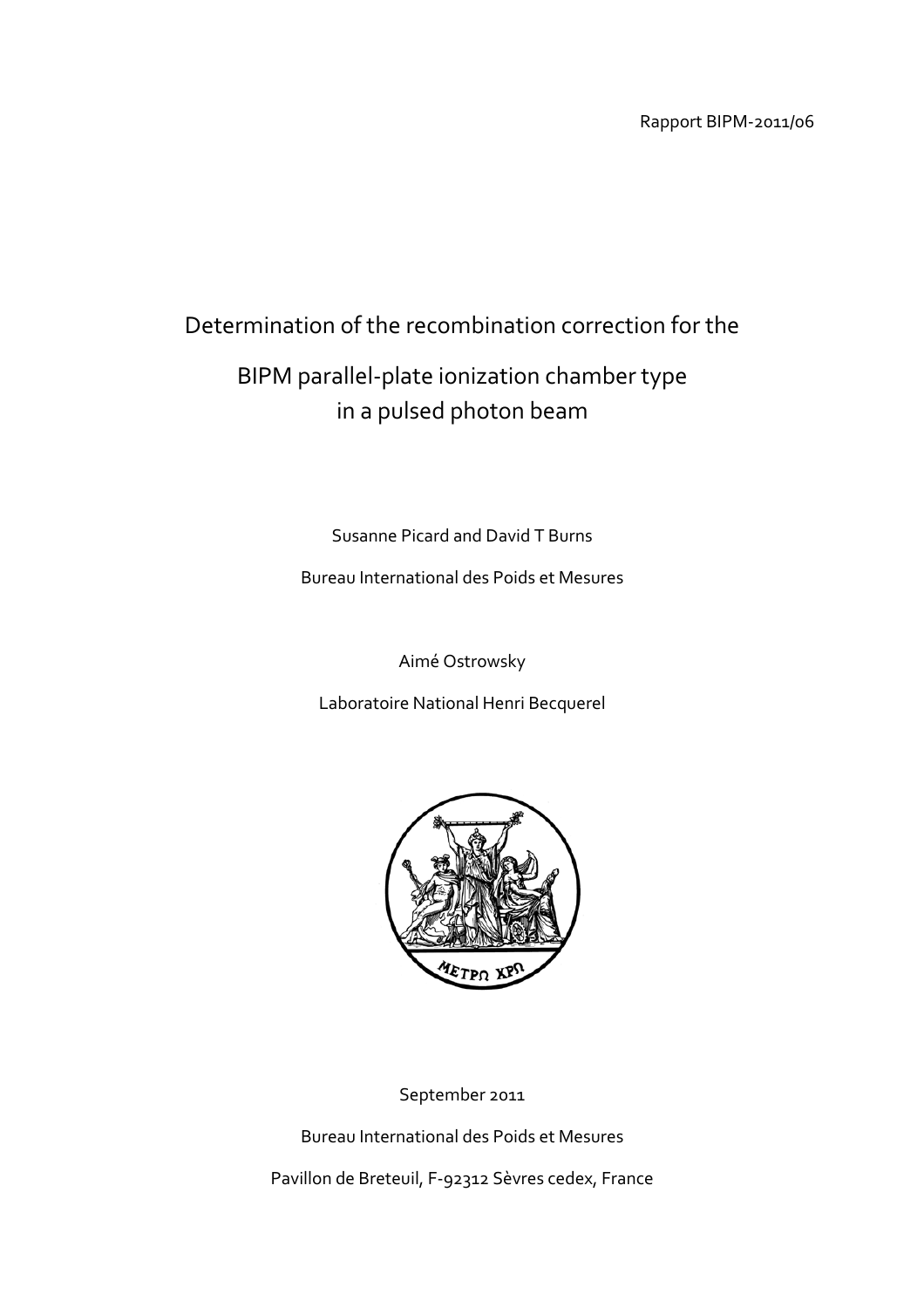Rapport BIPM-2011/06

# Determination of the recombination correction for the BIPM parallel-plate ionization chamber type in a pulsed photon beam

Susanne Picard and David T Burns

Bureau International des Poids et Mesures

Aimé Ostrowsky

Laboratoire National Henri Becquerel

September 2011

Bureau International des Poids et Mesures

Pavillon de Breteuil, F-92312 Sèvres cedex, France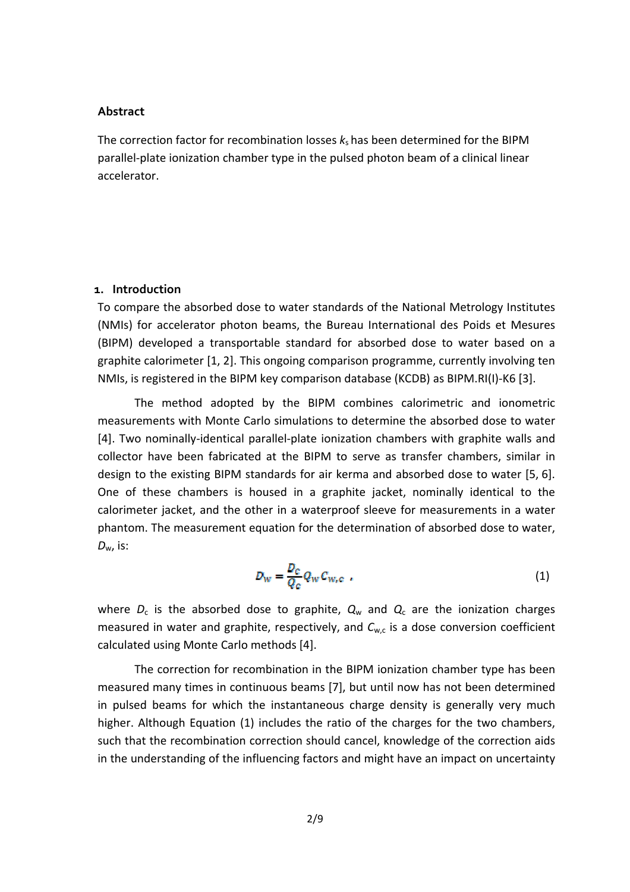## Abstract

The correction factor for recombination losses $k_s$ has been determined for the BIPM parallel-plate ionization chamber type in the pulsed photon beam of a clinical linear accelerator.

## 1. Introduction

To compare the absorbed dose to water standards of the National Metrology Institutes (NMIs) for accelerator photon beams, the Bureau International des Poids et Mesures (BIPM) developed a transportable standard for absorbed dose to water based on a graphite calorimeter [1, 2]. This ongoing comparison programme, currently involving ten NMIs, is registered in the BIPM key comparison database (KCDB) as BIPM.RI(I)-K6 [3].

The method adopted by the BIPM combines calorimetric and ionometric measurements with Monte Carlo simulations to determine the absorbed dose to water [4]. Two nominally-identical parallel-plate ionization chambers with graphite walls and collector have been fabricated at the BIPM to serve as transfer chambers, similar in design to the existing BIPM standards for air kerma and absorbed dose to water [5, 6]. One of these chambers is housed in a graphite jacket, nominally identical to the calorimeter jacket, and the other in a waterproof sleeve for measurements in a water phantom. The measurement equation for the determination of absorbed dose to water, $D_w$, is:

$$D_w = \frac{D_c}{Q_c} Q_w C_{w,c} \quad . \tag{1}$$

where $D_c$ is the absorbed dose to graphite, $Q_w$ and $Q_c$ are the ionization charges measured in water and graphite, respectively, and $C_{w,c}$ is a dose conversion coefficient calculated using Monte Carlo methods [4].

The correction for recombination in the BIPM ionization chamber type has been measured many times in continuous beams [7], but until now has not been determined in pulsed beams for which the instantaneous charge density is generally very much higher. Although Equation (1) includes the ratio of the charges for the two chambers, such that the recombination correction should cancel, knowledge of the correction aids in the understanding of the influencing factors and might have an impact on uncertainty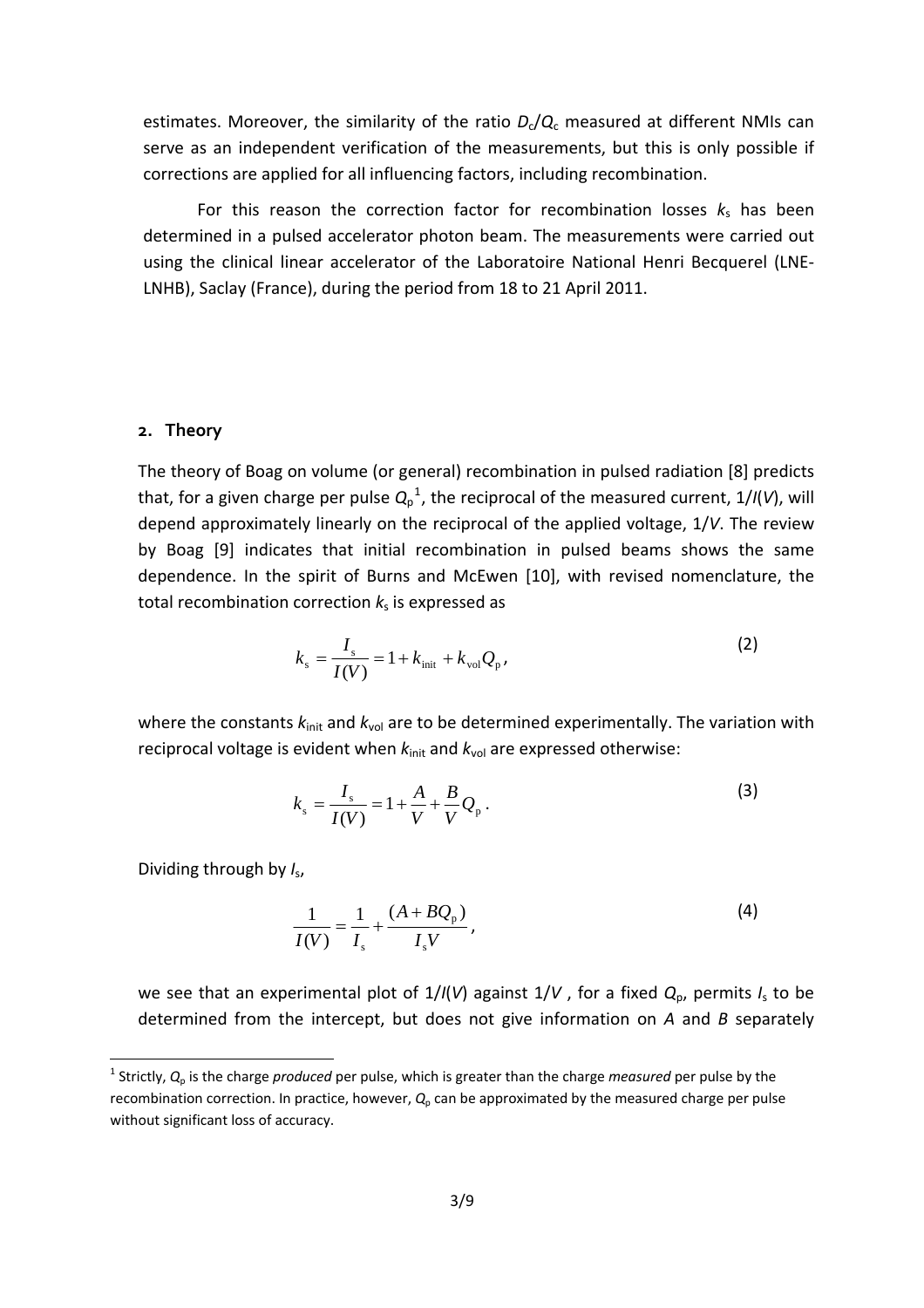estimates. Moreover, the similarity of the ratio $D_c/Q_c$ measured at different NMIs can serve as an independent verification of the measurements, but this is only possible if corrections are applied for all influencing factors, including recombination.

For this reason the correction factor for recombination losses $k_s$ has been determined in a pulsed accelerator photon beam. The measurements were carried out using the clinical linear accelerator of the Laboratoire National Henri Becquerel (LNE-LNHB), Saclay (France), during the period from 18 to 21 April 2011.

## 2. Theory

The theory of Boag on volume (or general) recombination in pulsed radiation [8] predicts that, for a given charge per pulse $Q_p$[1], the reciprocal of the measured current, $1/I(V)$, will depend approximately linearly on the reciprocal of the applied voltage, $1/V$. The review by Boag [9] indicates that initial recombination in pulsed beams shows the same dependence. In the spirit of Burns and McEwen [10], with revised nomenclature, the total recombination correction $k_s$ is expressed as

$$k_s = \frac{I_s}{I(V)} = 1 + k_{\text{init}} + k_{\text{vol}} Q_p \,, \tag{2}$$

where the constants $k_{\text{init}}$ and $k_{\text{vol}}$ are to be determined experimentally. The variation with reciprocal voltage is evident when $k_{\text{init}}$ and $k_{\text{vol}}$ are expressed otherwise:

$$k_s = \frac{I_s}{I(V)} = 1 + \frac{A}{V} + \frac{B}{V} Q_p \,. \tag{3}$$

Dividing through by $I_s$,

$$\frac{1}{I(V)} = \frac{1}{I_s} + \frac{(A + BQ_p)}{I_s V} \,, \tag{4}$$

we see that an experimental plot of $1/I(V)$ against $1/V$ , for a fixed $Q_p$, permits $I_s$ to be determined from the intercept, but does not give information on $A$ and $B$ separately

[1] Strictly, $Q_p$ is the charge *produced* per pulse, which is greater than the charge *measured* per pulse by the recombination correction. In practice, however, $Q_p$ can be approximated by the measured charge per pulse without significant loss of accuracy.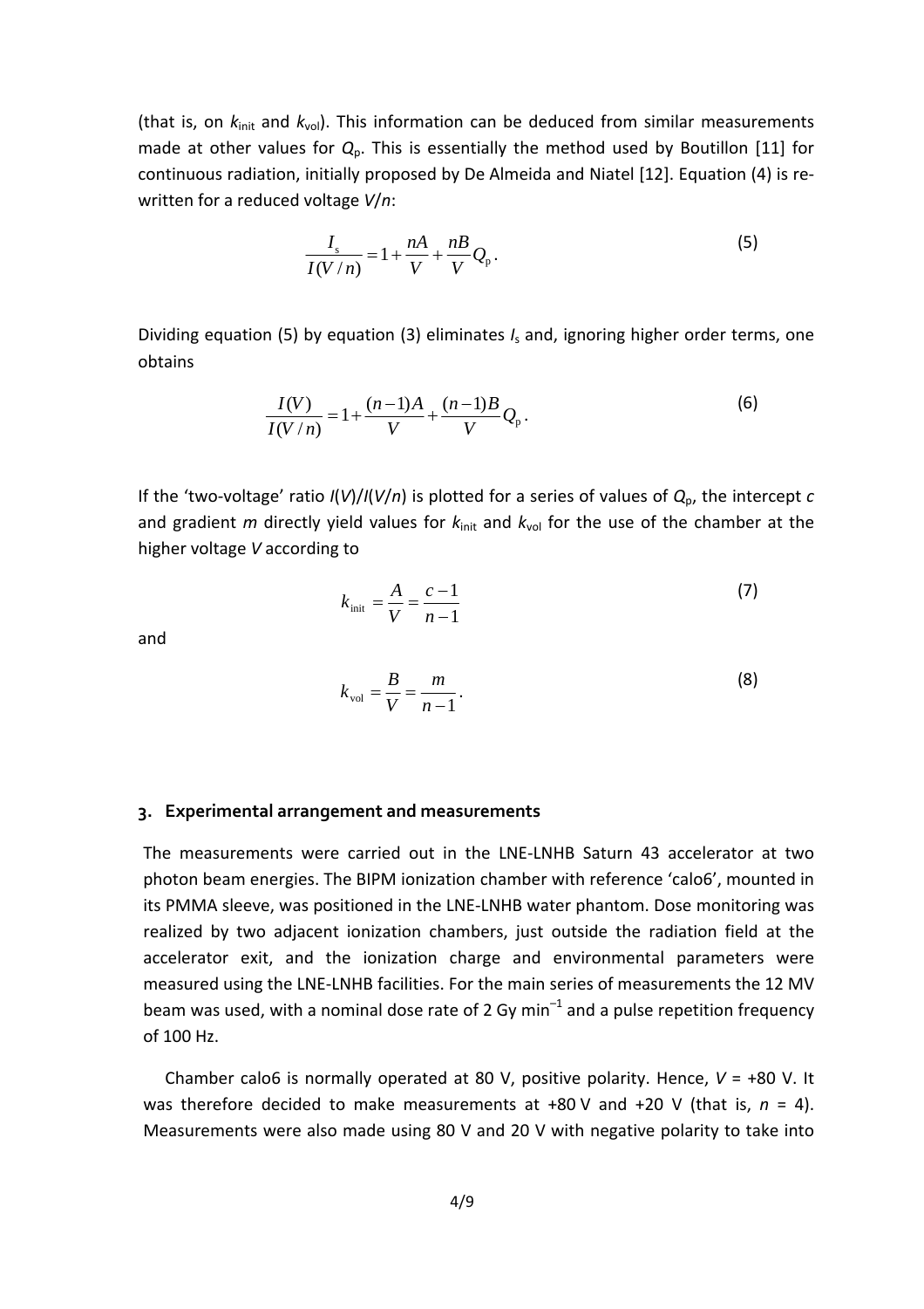(that is, on $k_{\text{init}}$ and $k_{\text{vol}}$). This information can be deduced from similar measurements made at other values for $Q_{\text{p}}$. This is essentially the method used by Boutillon [11] for continuous radiation, initially proposed by De Almeida and Niatel [12]. Equation (4) is re-written for a reduced voltage $V/n$:

$$\frac{I_{\text{s}}}{I(V/n)} = 1 + \frac{nA}{V} + \frac{nB}{V} Q_{\text{p}} . \tag{5}$$

Dividing equation (5) by equation (3) eliminates $I_{\text{s}}$ and, ignoring higher order terms, one obtains

$$\frac{I(V)}{I(V/n)} = 1 + \frac{(n-1)A}{V} + \frac{(n-1)B}{V} Q_{\text{p}} . \tag{6}$$

If the 'two-voltage' ratio $I(V)/I(V/n)$ is plotted for a series of values of $Q_{\text{p}}$, the intercept $c$ and gradient $m$ directly yield values for $k_{\text{init}}$ and $k_{\text{vol}}$ for the use of the chamber at the higher voltage $V$ according to

$$k_{\text{init}} = \frac{A}{V} = \frac{c-1}{n-1} \tag{7}$$

and

$$k_{\text{vol}} = \frac{B}{V} = \frac{m}{n-1} . \tag{8}$$

## 3. Experimental arrangement and measurements

The measurements were carried out in the LNE-LNHB Saturn 43 accelerator at two photon beam energies. The BIPM ionization chamber with reference 'calo6', mounted in its PMMA sleeve, was positioned in the LNE-LNHB water phantom. Dose monitoring was realized by two adjacent ionization chambers, just outside the radiation field at the accelerator exit, and the ionization charge and environmental parameters were measured using the LNE-LNHB facilities. For the main series of measurements the 12 MV beam was used, with a nominal dose rate of 2 Gy min$^{-1}$ and a pulse repetition frequency of 100 Hz.

Chamber calo6 is normally operated at 80 V, positive polarity. Hence, $V$ = +80 V. It was therefore decided to make measurements at +80 V and +20 V (that is, $n$ = 4). Measurements were also made using 80 V and 20 V with negative polarity to take into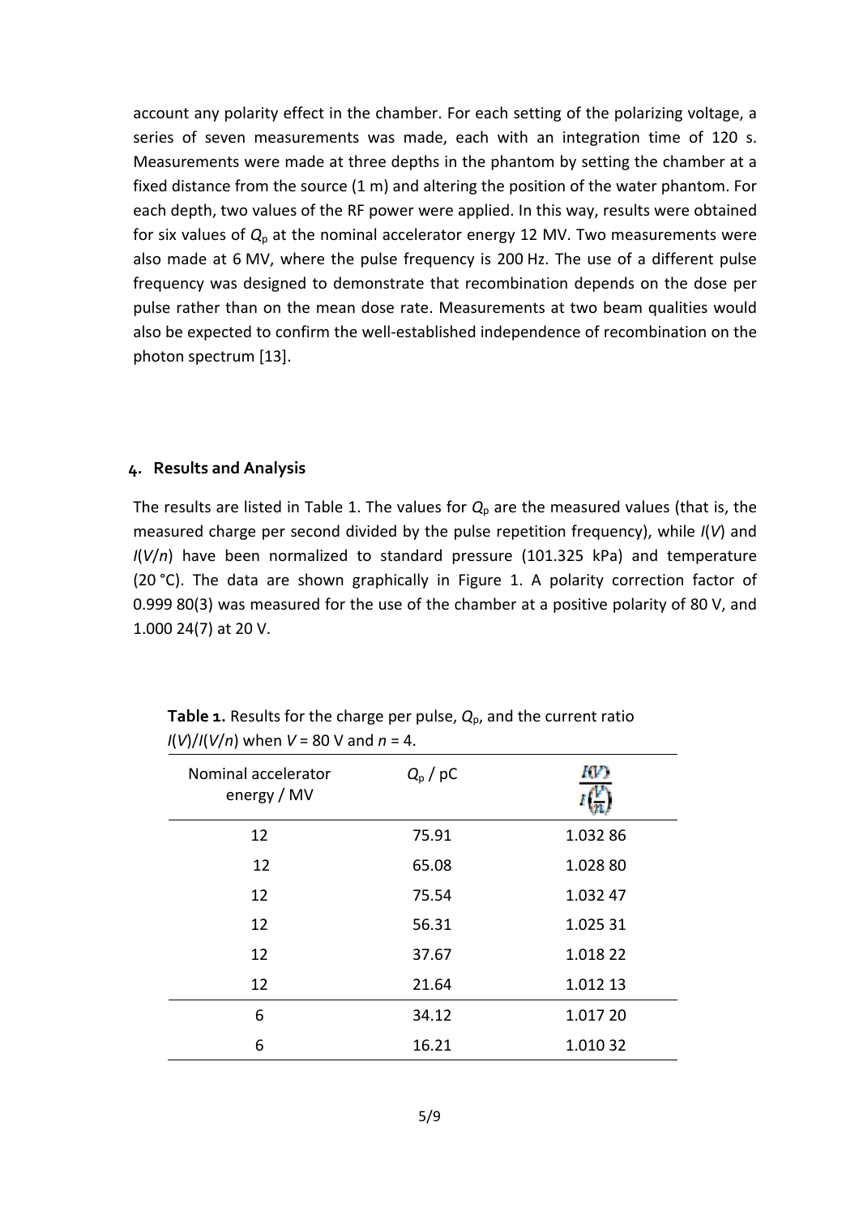account any polarity effect in the chamber. For each setting of the polarizing voltage, a series of seven measurements was made, each with an integration time of 120 s. Measurements were made at three depths in the phantom by setting the chamber at a fixed distance from the source (1 m) and altering the position of the water phantom. For each depth, two values of the RF power were applied. In this way, results were obtained for six values of $Q_p$ at the nominal accelerator energy 12 MV. Two measurements were also made at 6 MV, where the pulse frequency is 200 Hz. The use of a different pulse frequency was designed to demonstrate that recombination depends on the dose per pulse rather than on the mean dose rate. Measurements at two beam qualities would also be expected to confirm the well-established independence of recombination on the photon spectrum [13].

## 4. Results and Analysis

The results are listed in Table 1. The values for $Q_p$ are the measured values (that is, the measured charge per second divided by the pulse repetition frequency), while $I(V)$ and $I(V/n)$ have been normalized to standard pressure (101.325 kPa) and temperature (20 °C). The data are shown graphically in Figure 1. A polarity correction factor of 0.999 80(3) was measured for the use of the chamber at a positive polarity of 80 V, and 1.000 24(7) at 20 V.

**Table 1.** Results for the charge per pulse, $Q_p$, and the current ratio $I(V)/I(V/n)$ when $V$ = 80 V and $n$ = 4.

| Nominal accelerator energy / MV | $Q_p$ / pC | $\frac{I(V)}{I\left(\frac{V}{n}\right)}$ |
|---|---|---|
| 12 | 75.91 | 1.032 86 |
| 12 | 65.08 | 1.028 80 |
| 12 | 75.54 | 1.032 47 |
| 12 | 56.31 | 1.025 31 |
| 12 | 37.67 | 1.018 22 |
| 12 | 21.64 | 1.012 13 |
| 6 | 34.12 | 1.017 20 |
| 6 | 16.21 | 1.010 32 |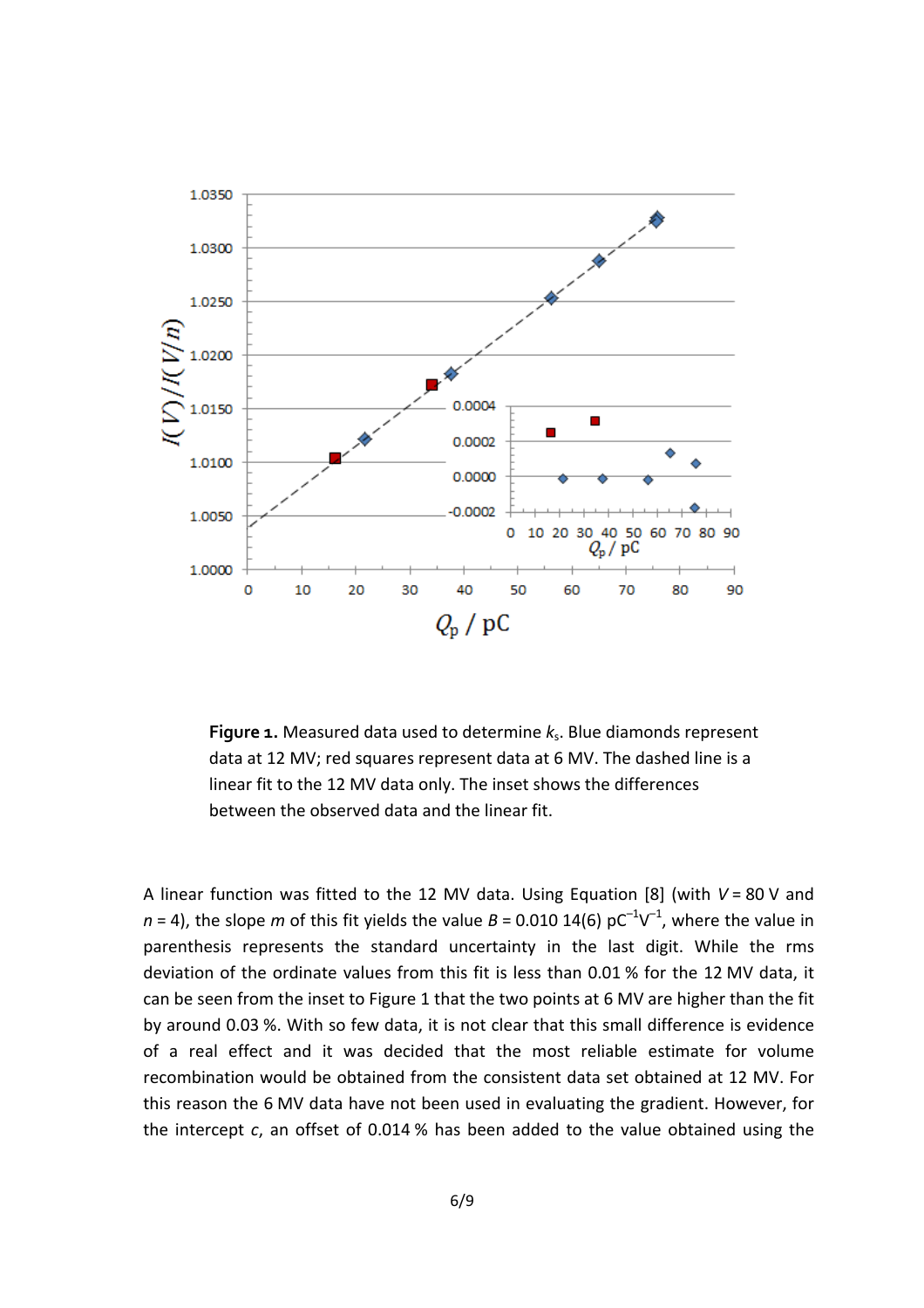**Figure 1.** Measured data used to determine $k_s$. Blue diamonds represent data at 12 MV; red squares represent data at 6 MV. The dashed line is a linear fit to the 12 MV data only. The inset shows the differences between the observed data and the linear fit.

A linear function was fitted to the 12 MV data. Using Equation [8] (with $V = 80$ V and $n = 4$), the slope $m$ of this fit yields the value $B = 0.010\,14(6)$ $\text{pC}^{-1}\text{V}^{-1}$, where the value in parenthesis represents the standard uncertainty in the last digit. While the rms deviation of the ordinate values from this fit is less than 0.01 % for the 12 MV data, it can be seen from the inset to Figure 1 that the two points at 6 MV are higher than the fit by around 0.03 %. With so few data, it is not clear that this small difference is evidence of a real effect and it was decided that the most reliable estimate for volume recombination would be obtained from the consistent data set obtained at 12 MV. For this reason the 6 MV data have not been used in evaluating the gradient. However, for the intercept $c$, an offset of 0.014 % has been added to the value obtained using the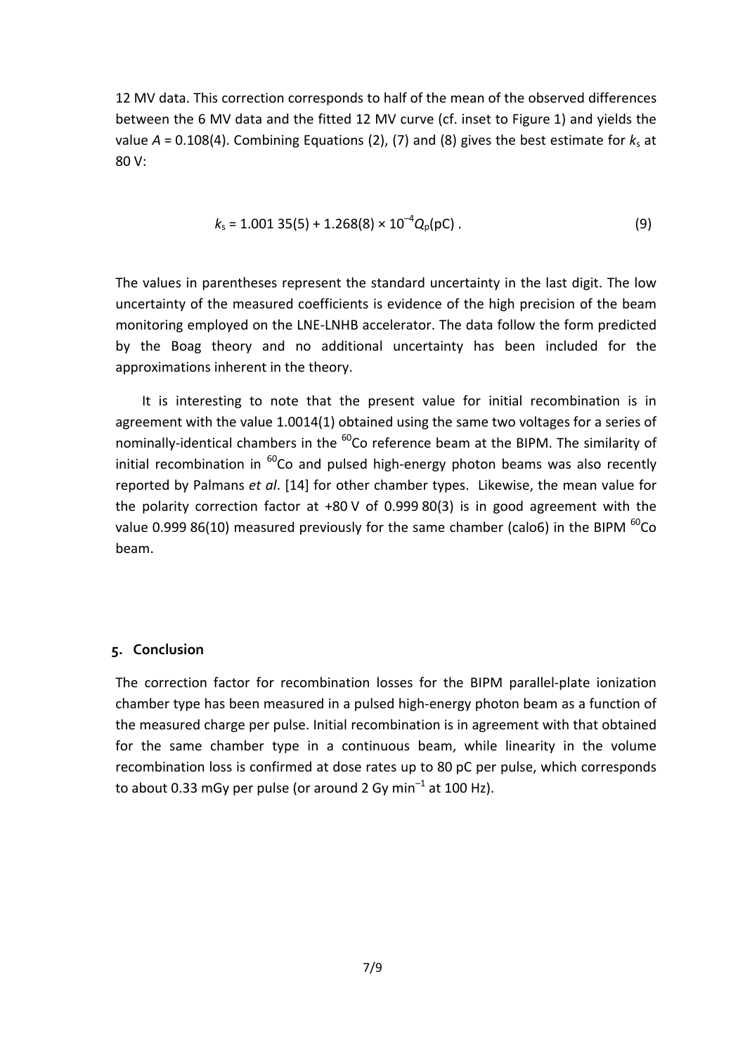12 MV data. This correction corresponds to half of the mean of the observed differences between the 6 MV data and the fitted 12 MV curve (cf. inset to Figure 1) and yields the value $A = 0.108(4)$. Combining Equations (2), (7) and (8) gives the best estimate for $k_s$ at 80 V:

$$k_s = 1.001\,35(5) + 1.268(8) \times 10^{-4} Q_p(\mathrm{pC}) \, . \tag{9}$$

The values in parentheses represent the standard uncertainty in the last digit. The low uncertainty of the measured coefficients is evidence of the high precision of the beam monitoring employed on the LNE-LNHB accelerator. The data follow the form predicted by the Boag theory and no additional uncertainty has been included for the approximations inherent in the theory.

It is interesting to note that the present value for initial recombination is in agreement with the value 1.0014(1) obtained using the same two voltages for a series of nominally-identical chambers in the $^{60}$Co reference beam at the BIPM. The similarity of initial recombination in $^{60}$Co and pulsed high-energy photon beams was also recently reported by Palmans *et al*. [14] for other chamber types. Likewise, the mean value for the polarity correction factor at +80 V of 0.999 80(3) is in good agreement with the value 0.999 86(10) measured previously for the same chamber (calo6) in the BIPM $^{60}$Co beam.

## 5. Conclusion

The correction factor for recombination losses for the BIPM parallel-plate ionization chamber type has been measured in a pulsed high-energy photon beam as a function of the measured charge per pulse. Initial recombination is in agreement with that obtained for the same chamber type in a continuous beam, while linearity in the volume recombination loss is confirmed at dose rates up to 80 pC per pulse, which corresponds to about 0.33 mGy per pulse (or around 2 Gy min$^{-1}$ at 100 Hz).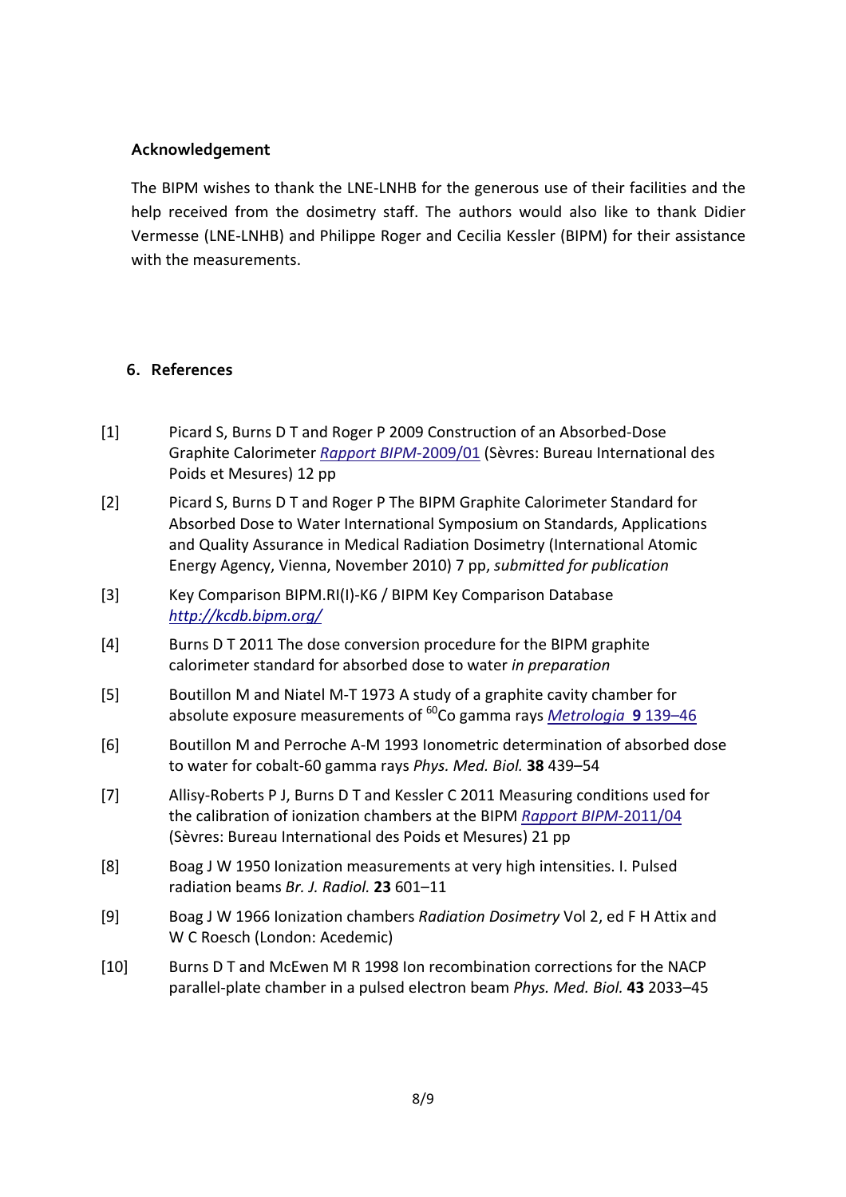## Acknowledgement

The BIPM wishes to thank the LNE-LNHB for the generous use of their facilities and the help received from the dosimetry staff. The authors would also like to thank Didier Vermesse (LNE-LNHB) and Philippe Roger and Cecilia Kessler (BIPM) for their assistance with the measurements.

## 6. References

[1] Picard S, Burns D T and Roger P 2009 Construction of an Absorbed-Dose Graphite Calorimeter *Rapport BIPM*-2009/01 (Sèvres: Bureau International des Poids et Mesures) 12 pp

[2] Picard S, Burns D T and Roger P The BIPM Graphite Calorimeter Standard for Absorbed Dose to Water International Symposium on Standards, Applications and Quality Assurance in Medical Radiation Dosimetry (International Atomic Energy Agency, Vienna, November 2010) 7 pp, *submitted for publication*

[3] Key Comparison BIPM.RI(I)-K6 / BIPM Key Comparison Database *http://kcdb.bipm.org/*

[4] Burns D T 2011 The dose conversion procedure for the BIPM graphite calorimeter standard for absorbed dose to water *in preparation*

[5] Boutillon M and Niatel M-T 1973 A study of a graphite cavity chamber for absolute exposure measurements of $^{60}$Co gamma rays *Metrologia* **9** 139–46

[6] Boutillon M and Perroche A-M 1993 Ionometric determination of absorbed dose to water for cobalt-60 gamma rays *Phys. Med. Biol.* **38** 439–54

[7] Allisy-Roberts P J, Burns D T and Kessler C 2011 Measuring conditions used for the calibration of ionization chambers at the BIPM *Rapport BIPM*-2011/04 (Sèvres: Bureau International des Poids et Mesures) 21 pp

[8] Boag J W 1950 Ionization measurements at very high intensities. I. Pulsed radiation beams *Br. J. Radiol.* **23** 601–11

[9] Boag J W 1966 Ionization chambers *Radiation Dosimetry* Vol 2, ed F H Attix and W C Roesch (London: Acedemic)

[10] Burns D T and McEwen M R 1998 Ion recombination corrections for the NACP parallel-plate chamber in a pulsed electron beam *Phys. Med. Biol.* **43** 2033–45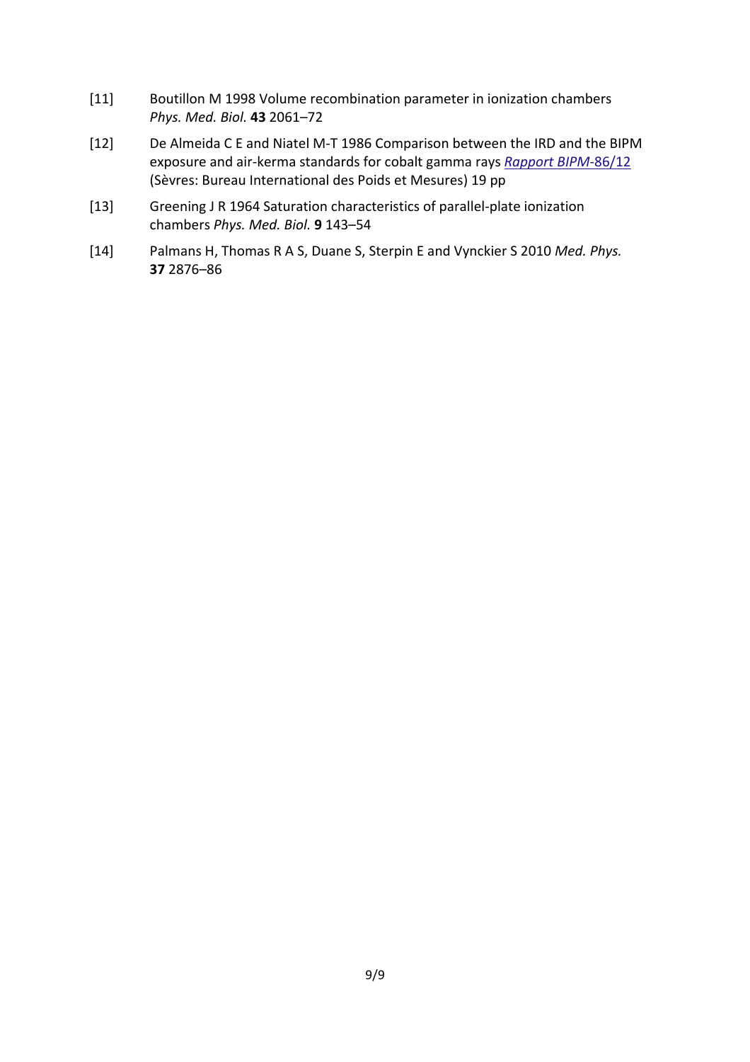[11] Boutillon M 1998 Volume recombination parameter in ionization chambers *Phys. Med. Biol.* **43** 2061–72

[12] De Almeida C E and Niatel M-T 1986 Comparison between the IRD and the BIPM exposure and air-kerma standards for cobalt gamma rays *Rapport BIPM*-86/12 (Sèvres: Bureau International des Poids et Mesures) 19 pp

[13] Greening J R 1964 Saturation characteristics of parallel-plate ionization chambers *Phys. Med. Biol.* **9** 143–54

[14] Palmans H, Thomas R A S, Duane S, Sterpin E and Vynckier S 2010 *Med. Phys.* **37** 2876–86